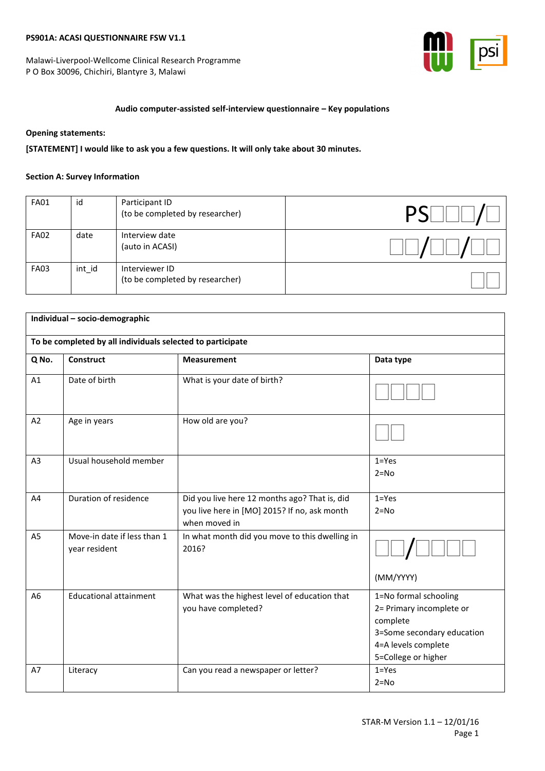**PS901A: ACASI QUESTIONNAIRE FSW V1.1**

Malawi-Liverpool-Wellcome Clinical Research Programme
P O Box 30096, Chichiri, Blantyre 3, Malawi

**Audio computer-assisted self-interview questionnaire – Key populations**

**Opening statements:**

**[STATEMENT] I would like to ask you a few questions. It will only take about 30 minutes.**

**Section A: Survey Information**

| | | | |
|---|---|---|---|
| FA01 | id | Participant ID (to be completed by researcher) | PS☐☐☐/☐ |
| FA02 | date | Interview date (auto in ACASI) | ☐☐/☐☐/☐☐ |
| FA03 | int_id | Interviewer ID (to be completed by researcher) | ☐☐ |

| **Individual – socio-demographic** | | | |
|---|---|---|---|
| **To be completed by all individuals selected to participate** | | | |
| **Q No.** | **Construct** | **Measurement** | **Data type** |
| A1 | Date of birth | What is your date of birth? | ☐☐☐☐ |
| A2 | Age in years | How old are you? | ☐☐ |
| A3 | Usual household member | | 1=Yes<br>2=No |
| A4 | Duration of residence | Did you live here 12 months ago? That is, did you live here in [MO] 2015? If no, ask month when moved in | 1=Yes<br>2=No |
| A5 | Move-in date if less than 1 year resident | In what month did you move to this dwelling in 2016? | ☐☐/☐☐☐☐<br>(MM/YYYY) |
| A6 | Educational attainment | What was the highest level of education that you have completed? | 1=No formal schooling<br>2= Primary incomplete or complete<br>3=Some secondary education<br>4=A levels complete<br>5=College or higher |
| A7 | Literacy | Can you read a newspaper or letter? | 1=Yes<br>2=No |

STAR-M Version 1.1 – 12/01/16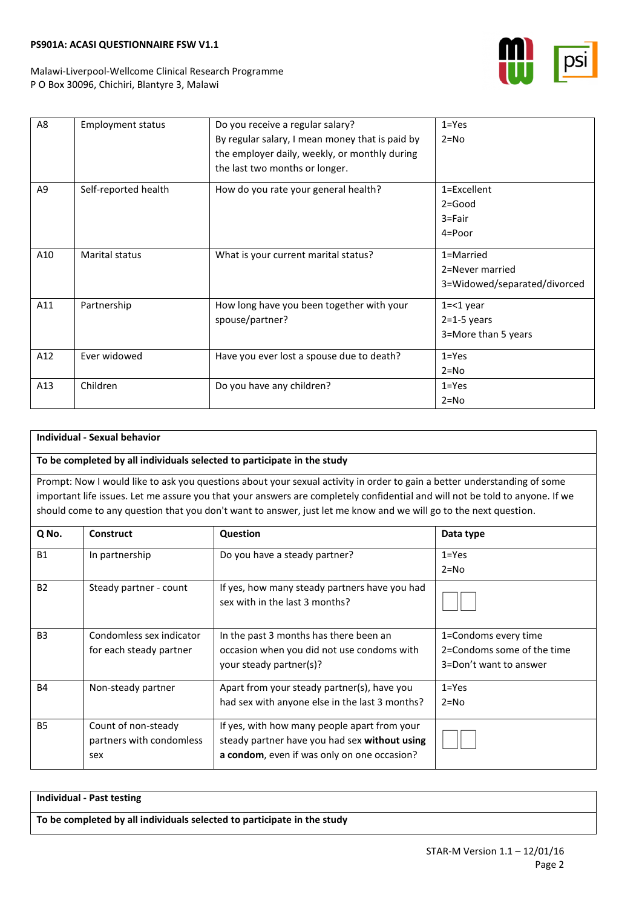| | | | |
|---|---|---|---|
| A8 | Employment status | Do you receive a regular salary?<br>By regular salary, I mean money that is paid by the employer daily, weekly, or monthly during the last two months or longer. | 1=Yes<br>2=No |
| A9 | Self-reported health | How do you rate your general health? | 1=Excellent<br>2=Good<br>3=Fair<br>4=Poor |
| A10 | Marital status | What is your current marital status? | 1=Married<br>2=Never married<br>3=Widowed/separated/divorced |
| A11 | Partnership | How long have you been together with your spouse/partner? | 1=<1 year<br>2=1-5 years<br>3=More than 5 years |
| A12 | Ever widowed | Have you ever lost a spouse due to death? | 1=Yes<br>2=No |
| A13 | Children | Do you have any children? | 1=Yes<br>2=No |

**Individual - Sexual behavior**

**To be completed by all individuals selected to participate in the study**

Prompt: Now I would like to ask you questions about your sexual activity in order to gain a better understanding of some important life issues. Let me assure you that your answers are completely confidential and will not be told to anyone. If we should come to any question that you don't want to answer, just let me know and we will go to the next question.

| Q No. | Construct | Question | Data type |
|---|---|---|---|
| B1 | In partnership | Do you have a steady partner? | 1=Yes<br>2=No |
| B2 | Steady partner - count | If yes, how many steady partners have you had sex with in the last 3 months? | ☐☐ |
| B3 | Condomless sex indicator for each steady partner | In the past 3 months has there been an occasion when you did not use condoms with your steady partner(s)? | 1=Condoms every time<br>2=Condoms some of the time<br>3=Don't want to answer |
| B4 | Non-steady partner | Apart from your steady partner(s), have you had sex with anyone else in the last 3 months? | 1=Yes<br>2=No |
| B5 | Count of non-steady partners with condomless sex | If yes, with how many people apart from your steady partner have you had sex **without using a condom**, even if was only on one occasion? | ☐☐ |

**Individual - Past testing**

**To be completed by all individuals selected to participate in the study**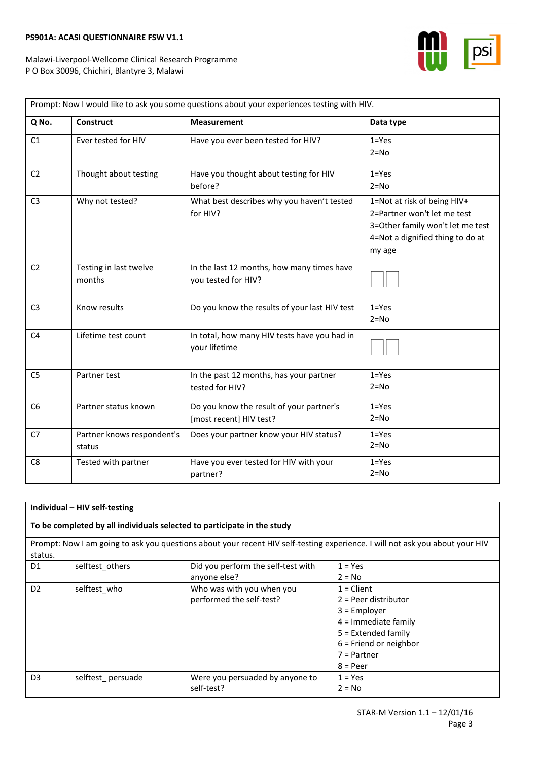| Prompt: Now I would like to ask you some questions about your experiences testing with HIV. | | | |
|---|---|---|---|
| **Q No.** | **Construct** | **Measurement** | **Data type** |
| C1 | Ever tested for HIV | Have you ever been tested for HIV? | 1=Yes<br>2=No |
| C2 | Thought about testing | Have you thought about testing for HIV before? | 1=Yes<br>2=No |
| C3 | Why not tested? | What best describes why you haven't tested for HIV? | 1=Not at risk of being HIV+<br>2=Partner won't let me test<br>3=Other family won't let me test<br>4=Not a dignified thing to do at my age |
| C2 | Testing in last twelve months | In the last 12 months, how many times have you tested for HIV? | ☐☐ |
| C3 | Know results | Do you know the results of your last HIV test | 1=Yes<br>2=No |
| C4 | Lifetime test count | In total, how many HIV tests have you had in your lifetime | ☐☐ |
| C5 | Partner test | In the past 12 months, has your partner tested for HIV? | 1=Yes<br>2=No |
| C6 | Partner status known | Do you know the result of your partner's [most recent] HIV test? | 1=Yes<br>2=No |
| C7 | Partner knows respondent's status | Does your partner know your HIV status? | 1=Yes<br>2=No |
| C8 | Tested with partner | Have you ever tested for HIV with your partner? | 1=Yes<br>2=No |

| **Individual – HIV self-testing** | | | |
|---|---|---|---|
| **To be completed by all individuals selected to participate in the study** | | | |
| Prompt: Now I am going to ask you questions about your recent HIV self-testing experience. I will not ask you about your HIV status. | | | |
| D1 | selftest_others | Did you perform the self-test with anyone else? | 1 = Yes<br>2 = No |
| D2 | selftest_who | Who was with you when you performed the self-test? | 1 = Client<br>2 = Peer distributor<br>3 = Employer<br>4 = Immediate family<br>5 = Extended family<br>6 = Friend or neighbor<br>7 = Partner<br>8 = Peer |
| D3 | selftest_ persuade | Were you persuaded by anyone to self-test? | 1 = Yes<br>2 = No |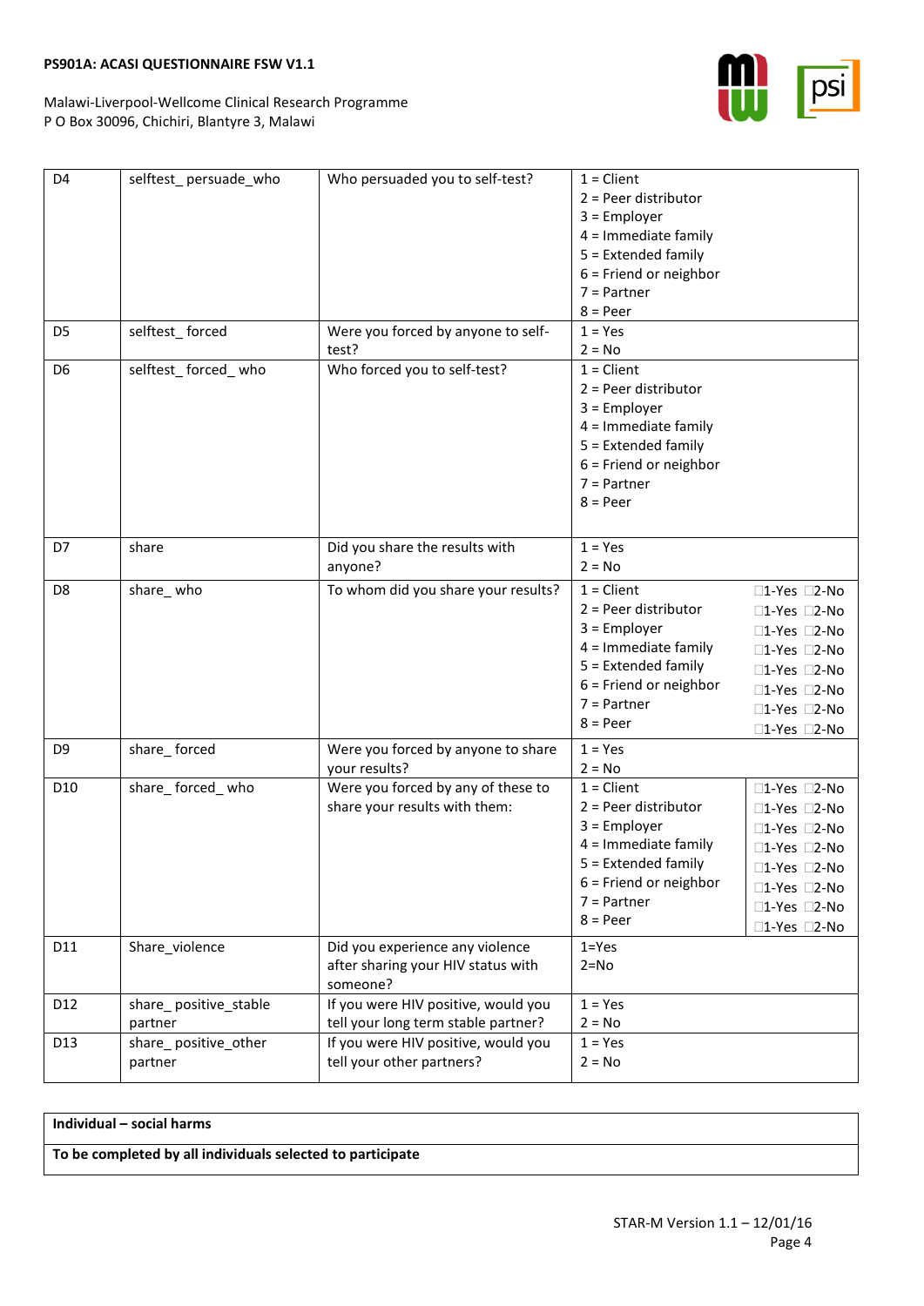| D4 | selftest_ persuade_who | Who persuaded you to self-test? | 1 = Client<br>2 = Peer distributor<br>3 = Employer<br>4 = Immediate family<br>5 = Extended family<br>6 = Friend or neighbor<br>7 = Partner<br>8 = Peer |
|---|---|---|---|
| D5 | selftest_ forced | Were you forced by anyone to self-test? | 1 = Yes<br>2 = No |
| D6 | selftest_ forced_ who | Who forced you to self-test? | 1 = Client<br>2 = Peer distributor<br>3 = Employer<br>4 = Immediate family<br>5 = Extended family<br>6 = Friend or neighbor<br>7 = Partner<br>8 = Peer |
| D7 | share | Did you share the results with anyone? | 1 = Yes<br>2 = No |
| D8 | share_ who | To whom did you share your results? | 1 = Client ☐1-Yes ☐2-No<br>2 = Peer distributor ☐1-Yes ☐2-No<br>3 = Employer ☐1-Yes ☐2-No<br>4 = Immediate family ☐1-Yes ☐2-No<br>5 = Extended family ☐1-Yes ☐2-No<br>6 = Friend or neighbor ☐1-Yes ☐2-No<br>7 = Partner ☐1-Yes ☐2-No<br>8 = Peer ☐1-Yes ☐2-No |
| D9 | share_ forced | Were you forced by anyone to share your results? | 1 = Yes<br>2 = No |
| D10 | share_ forced_ who | Were you forced by any of these to share your results with them: | 1 = Client ☐1-Yes ☐2-No<br>2 = Peer distributor ☐1-Yes ☐2-No<br>3 = Employer ☐1-Yes ☐2-No<br>4 = Immediate family ☐1-Yes ☐2-No<br>5 = Extended family ☐1-Yes ☐2-No<br>6 = Friend or neighbor ☐1-Yes ☐2-No<br>7 = Partner ☐1-Yes ☐2-No<br>8 = Peer ☐1-Yes ☐2-No |
| D11 | Share_violence | Did you experience any violence after sharing your HIV status with someone? | 1=Yes<br>2=No |
| D12 | share_ positive_stable partner | If you were HIV positive, would you tell your long term stable partner? | 1 = Yes<br>2 = No |
| D13 | share_ positive_other partner | If you were HIV positive, would you tell your other partners? | 1 = Yes<br>2 = No |

| **Individual – social harms** |
|---|
| **To be completed by all individuals selected to participate** |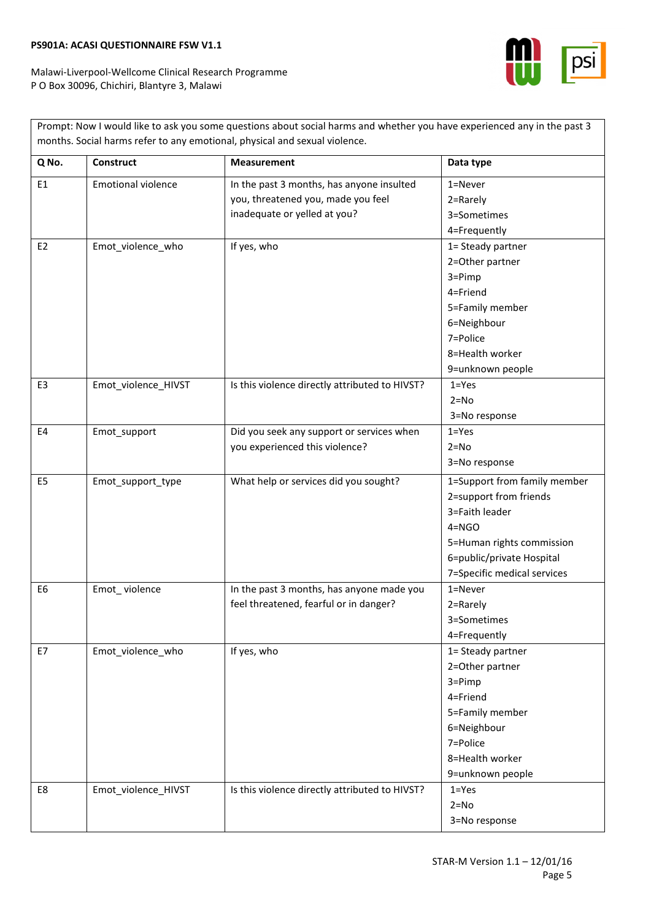| Prompt: Now I would like to ask you some questions about social harms and whether you have experienced any in the past 3 months. Social harms refer to any emotional, physical and sexual violence. | | | |
|---|---|---|---|
| **Q No.** | **Construct** | **Measurement** | **Data type** |
| E1 | Emotional violence | In the past 3 months, has anyone insulted you, threatened you, made you feel inadequate or yelled at you? | 1=Never<br>2=Rarely<br>3=Sometimes<br>4=Frequently |
| E2 | Emot_violence_who | If yes, who | 1= Steady partner<br>2=Other partner<br>3=Pimp<br>4=Friend<br>5=Family member<br>6=Neighbour<br>7=Police<br>8=Health worker<br>9=unknown people |
| E3 | Emot_violence_HIVST | Is this violence directly attributed to HIVST? | 1=Yes<br>2=No<br>3=No response |
| E4 | Emot_support | Did you seek any support or services when you experienced this violence? | 1=Yes<br>2=No<br>3=No response |
| E5 | Emot_support_type | What help or services did you sought? | 1=Support from family member<br>2=support from friends<br>3=Faith leader<br>4=NGO<br>5=Human rights commission<br>6=public/private Hospital<br>7=Specific medical services |
| E6 | Emot_ violence | In the past 3 months, has anyone made you feel threatened, fearful or in danger? | 1=Never<br>2=Rarely<br>3=Sometimes<br>4=Frequently |
| E7 | Emot_violence_who | If yes, who | 1= Steady partner<br>2=Other partner<br>3=Pimp<br>4=Friend<br>5=Family member<br>6=Neighbour<br>7=Police<br>8=Health worker<br>9=unknown people |
| E8 | Emot_violence_HIVST | Is this violence directly attributed to HIVST? | 1=Yes<br>2=No<br>3=No response |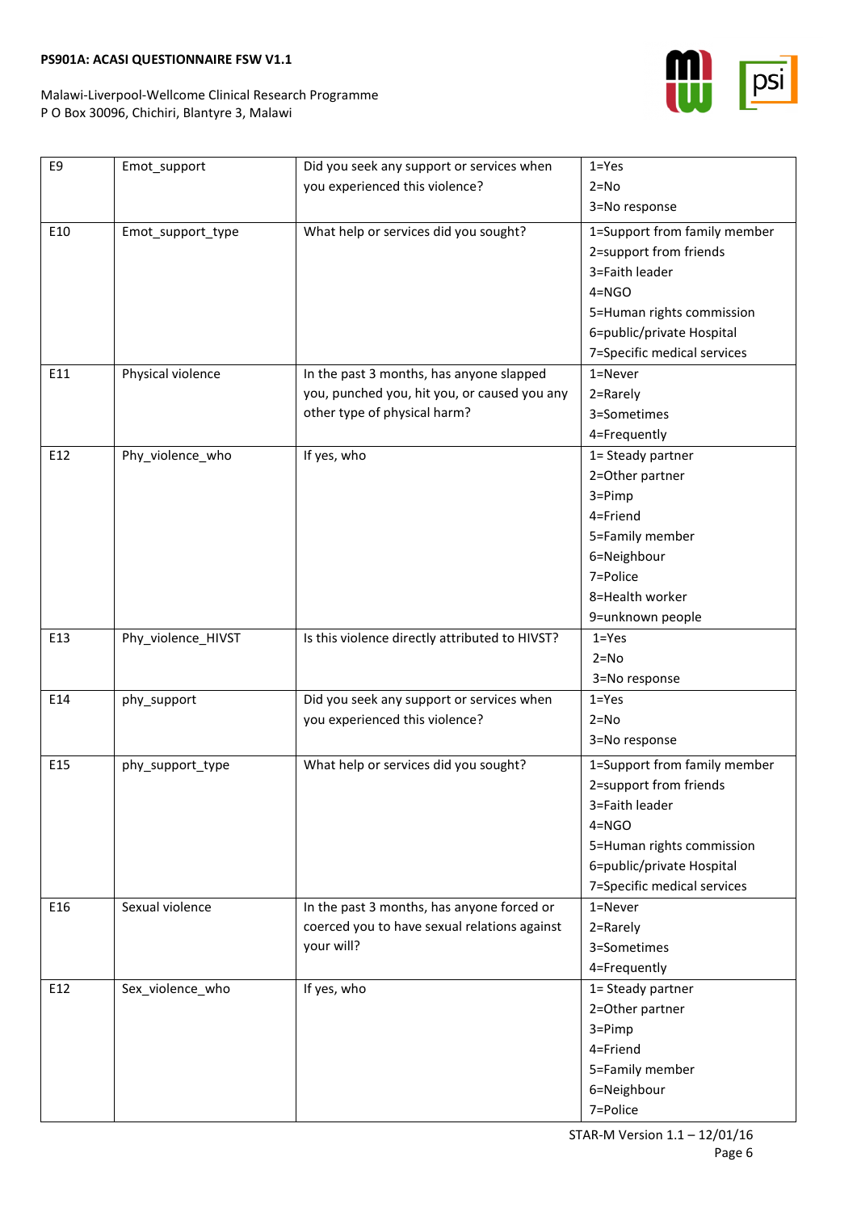| E9 | Emot_support | Did you seek any support or services when you experienced this violence? | 1=Yes<br>2=No<br>3=No response |
|---|---|---|---|
| E10 | Emot_support_type | What help or services did you sought? | 1=Support from family member<br>2=support from friends<br>3=Faith leader<br>4=NGO<br>5=Human rights commission<br>6=public/private Hospital<br>7=Specific medical services |
| E11 | Physical violence | In the past 3 months, has anyone slapped you, punched you, hit you, or caused you any other type of physical harm? | 1=Never<br>2=Rarely<br>3=Sometimes<br>4=Frequently |
| E12 | Phy_violence_who | If yes, who | 1= Steady partner<br>2=Other partner<br>3=Pimp<br>4=Friend<br>5=Family member<br>6=Neighbour<br>7=Police<br>8=Health worker<br>9=unknown people |
| E13 | Phy_violence_HIVST | Is this violence directly attributed to HIVST? | 1=Yes<br>2=No<br>3=No response |
| E14 | phy_support | Did you seek any support or services when you experienced this violence? | 1=Yes<br>2=No<br>3=No response |
| E15 | phy_support_type | What help or services did you sought? | 1=Support from family member<br>2=support from friends<br>3=Faith leader<br>4=NGO<br>5=Human rights commission<br>6=public/private Hospital<br>7=Specific medical services |
| E16 | Sexual violence | In the past 3 months, has anyone forced or coerced you to have sexual relations against your will? | 1=Never<br>2=Rarely<br>3=Sometimes<br>4=Frequently |
| E12 | Sex_violence_who | If yes, who | 1= Steady partner<br>2=Other partner<br>3=Pimp<br>4=Friend<br>5=Family member<br>6=Neighbour<br>7=Police |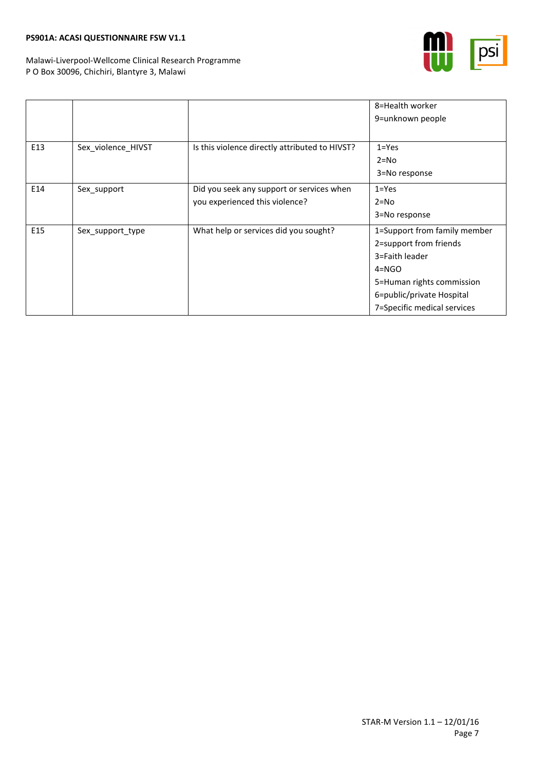| | | | |
|---|---|---|---|
| | | | 8=Health worker<br>9=unknown people |
| E13 | Sex_violence_HIVST | Is this violence directly attributed to HIVST? | 1=Yes<br>2=No<br>3=No response |
| E14 | Sex_support | Did you seek any support or services when you experienced this violence? | 1=Yes<br>2=No<br>3=No response |
| E15 | Sex_support_type | What help or services did you sought? | 1=Support from family member<br>2=support from friends<br>3=Faith leader<br>4=NGO<br>5=Human rights commission<br>6=public/private Hospital<br>7=Specific medical services |